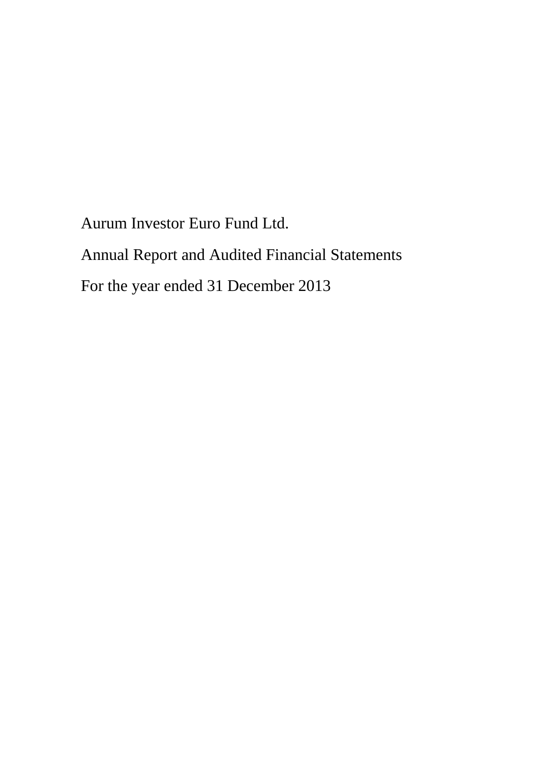# Aurum Investor Euro Fund Ltd.

## Annual Report and Audited Financial Statements

## For the year ended 31 December 2013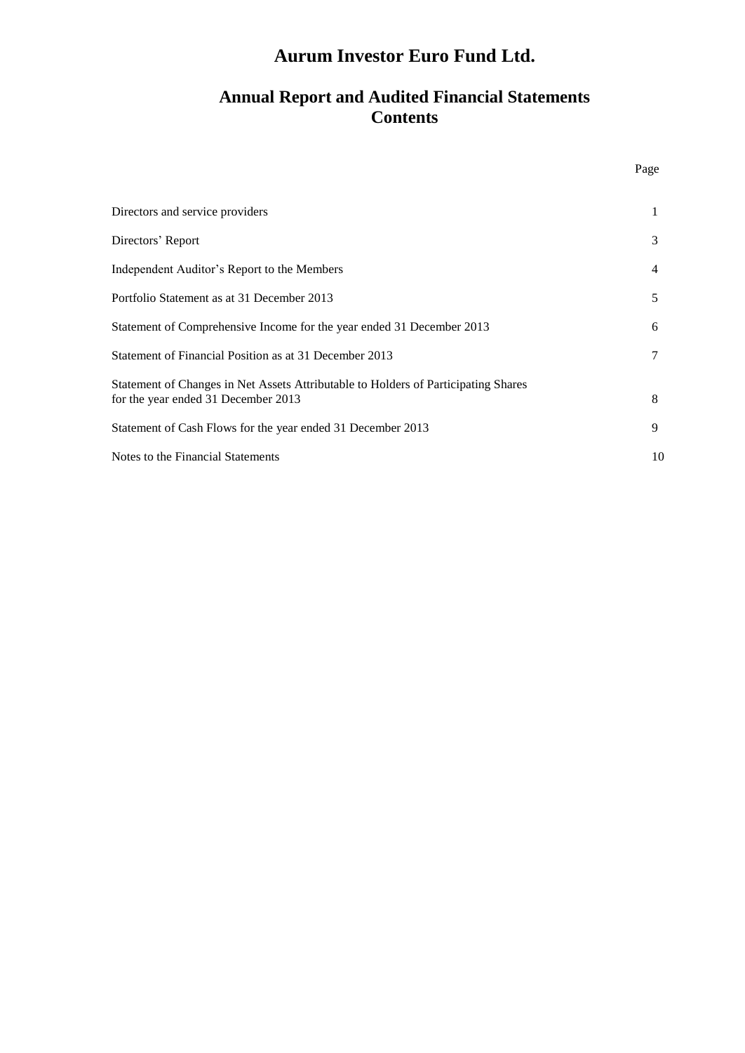# Aurum Investor Euro Fund Ltd.

## Annual Report and Audited Financial Statements
## Contents

| | Page |
|---|---|
| Directors and service providers | 1 |
| Directors' Report | 3 |
| Independent Auditor's Report to the Members | 4 |
| Portfolio Statement as at 31 December 2013 | 5 |
| Statement of Comprehensive Income for the year ended 31 December 2013 | 6 |
| Statement of Financial Position as at 31 December 2013 | 7 |
| Statement of Changes in Net Assets Attributable to Holders of Participating Shares for the year ended 31 December 2013 | 8 |
| Statement of Cash Flows for the year ended 31 December 2013 | 9 |
| Notes to the Financial Statements | 10 |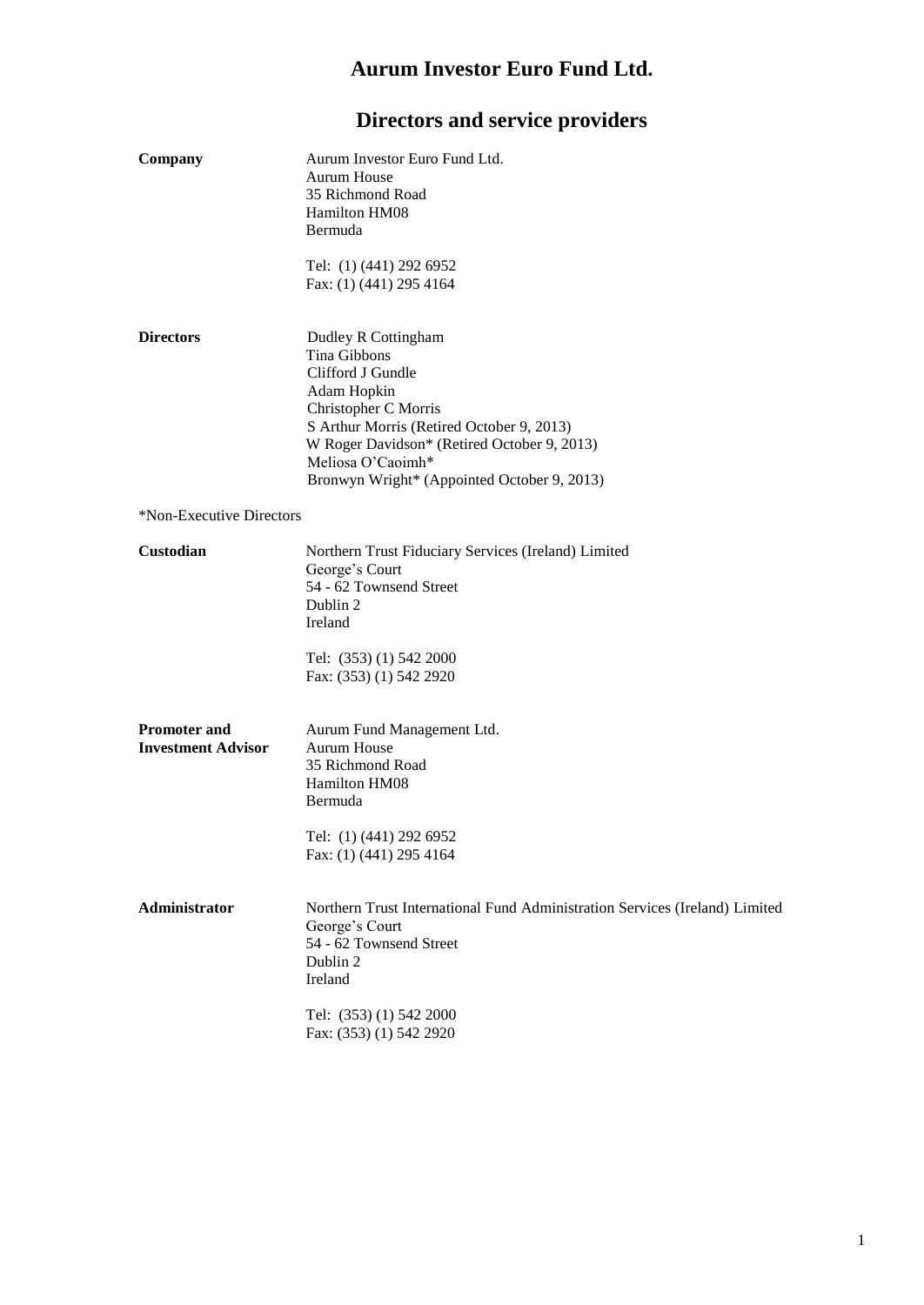# Aurum Investor Euro Fund Ltd.

## Directors and service providers

**Company**

Aurum Investor Euro Fund Ltd.
Aurum House
35 Richmond Road
Hamilton HM08
Bermuda

Tel: (1) (441) 292 6952
Fax: (1) (441) 295 4164

**Directors**

Dudley R Cottingham
Tina Gibbons
Clifford J Gundle
Adam Hopkin
Christopher C Morris
S Arthur Morris (Retired October 9, 2013)
W Roger Davidson* (Retired October 9, 2013)
Meliosa O'Caoimh*
Bronwyn Wright* (Appointed October 9, 2013)

*Non-Executive Directors

**Custodian**

Northern Trust Fiduciary Services (Ireland) Limited
George's Court
54 - 62 Townsend Street
Dublin 2
Ireland

Tel: (353) (1) 542 2000
Fax: (353) (1) 542 2920

**Promoter and Investment Advisor**

Aurum Fund Management Ltd.
Aurum House
35 Richmond Road
Hamilton HM08
Bermuda

Tel: (1) (441) 292 6952
Fax: (1) (441) 295 4164

**Administrator**

Northern Trust International Fund Administration Services (Ireland) Limited
George's Court
54 - 62 Townsend Street
Dublin 2
Ireland

Tel: (353) (1) 542 2000
Fax: (353) (1) 542 2920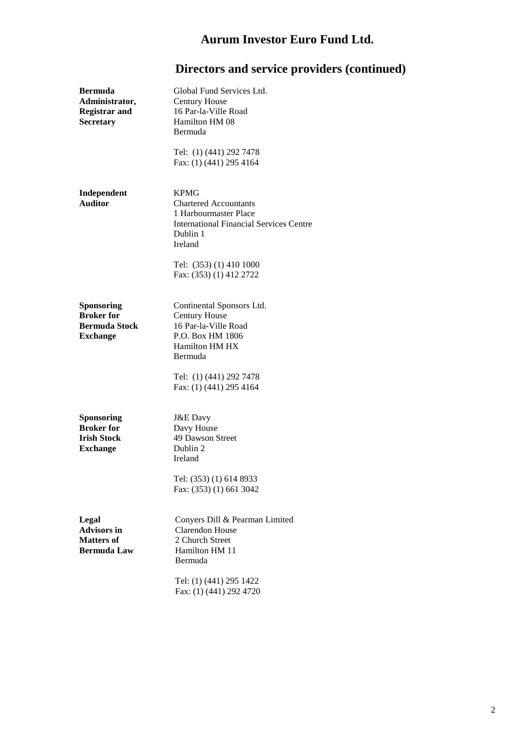# Aurum Investor Euro Fund Ltd.

## Directors and service providers (continued)

**Bermuda Administrator, Registrar and Secretary**

Global Fund Services Ltd.
Century House
16 Par-la-Ville Road
Hamilton HM 08
Bermuda

Tel: (1) (441) 292 7478
Fax: (1) (441) 295 4164

**Independent Auditor**

KPMG
Chartered Accountants
1 Harbourmaster Place
International Financial Services Centre
Dublin 1
Ireland

Tel: (353) (1) 410 1000
Fax: (353) (1) 412 2722

**Sponsoring Broker for Bermuda Stock Exchange**

Continental Sponsors Ltd.
Century House
16 Par-la-Ville Road
P.O. Box HM 1806
Hamilton HM HX
Bermuda

Tel: (1) (441) 292 7478
Fax: (1) (441) 295 4164

**Sponsoring Broker for Irish Stock Exchange**

J&E Davy
Davy House
49 Dawson Street
Dublin 2
Ireland

Tel: (353) (1) 614 8933
Fax: (353) (1) 661 3042

**Legal Advisors in Matters of Bermuda Law**

Conyers Dill & Pearman Limited
Clarendon House
2 Church Street
Hamilton HM 11
Bermuda

Tel: (1) (441) 295 1422
Fax: (1) (441) 292 4720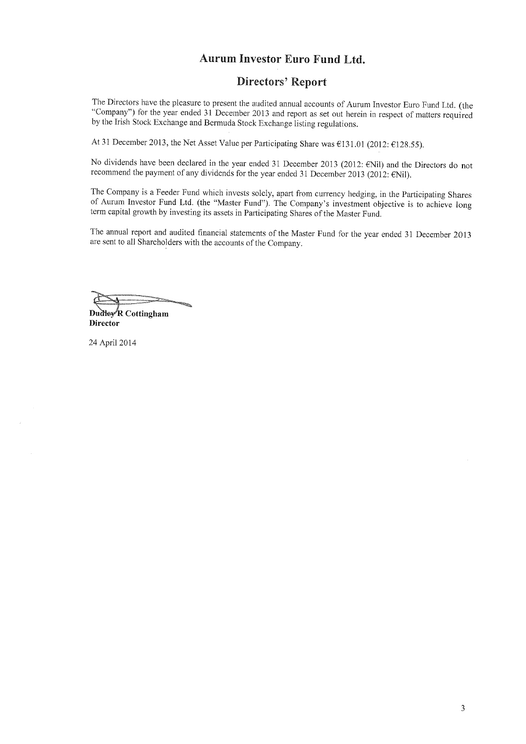# Aurum Investor Euro Fund Ltd.

## Directors' Report

The Directors have the pleasure to present the audited annual accounts of Aurum Investor Euro Fund Ltd. (the "Company") for the year ended 31 December 2013 and report as set out herein in respect of matters required by the Irish Stock Exchange and Bermuda Stock Exchange listing regulations.

At 31 December 2013, the Net Asset Value per Participating Share was €131.01 (2012: €128.55).

No dividends have been declared in the year ended 31 December 2013 (2012: €Nil) and the Directors do not recommend the payment of any dividends for the year ended 31 December 2013 (2012: €Nil).

The Company is a Feeder Fund which invests solely, apart from currency hedging, in the Participating Shares of Aurum Investor Fund Ltd. (the "Master Fund"). The Company's investment objective is to achieve long term capital growth by investing its assets in Participating Shares of the Master Fund.

The annual report and audited financial statements of the Master Fund for the year ended 31 December 2013 are sent to all Shareholders with the accounts of the Company.

**Dudley R Cottingham**
**Director**

24 April 2014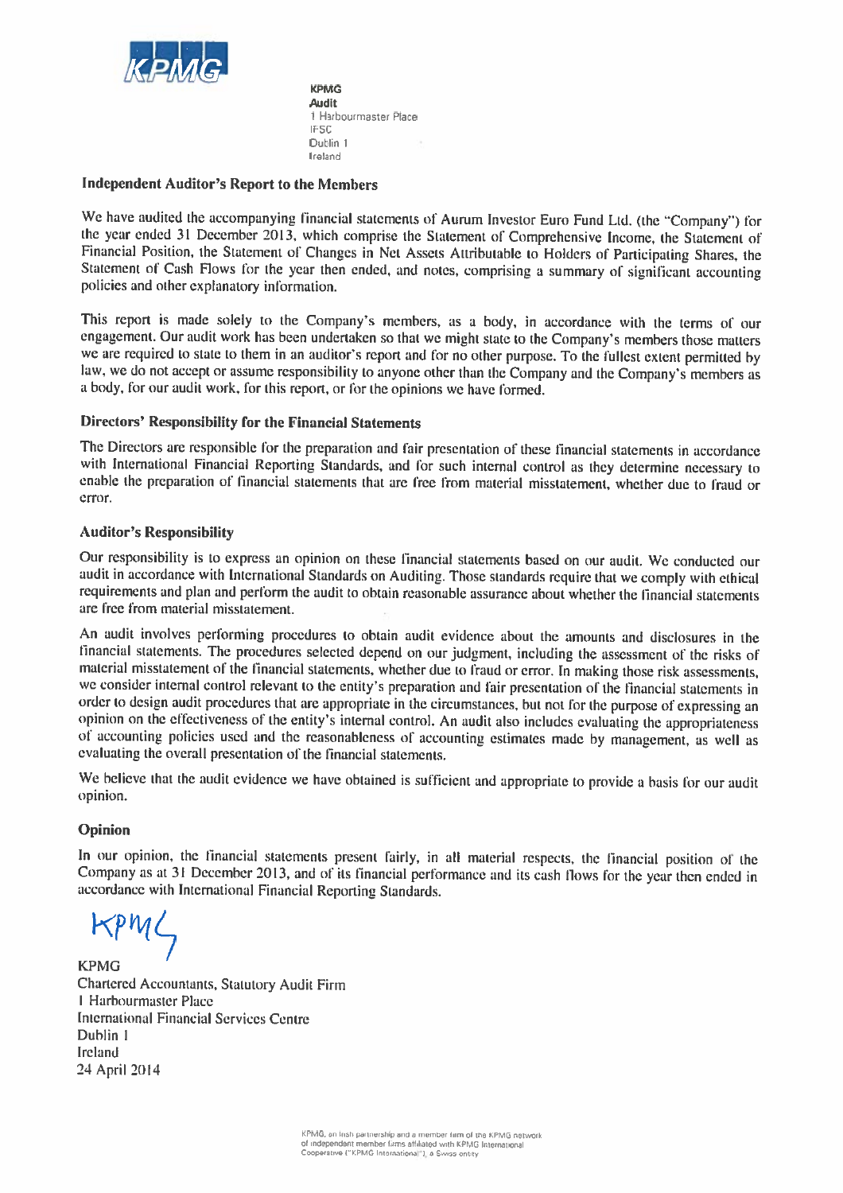KPMG
Audit
1 Harbourmaster Place
IFSC
Dublin 1
Ireland

## Independent Auditor's Report to the Members

We have audited the accompanying financial statements of Aurum Investor Euro Fund Ltd. (the "Company") for the year ended 31 December 2013, which comprise the Statement of Comprehensive Income, the Statement of Financial Position, the Statement of Changes in Net Assets Attributable to Holders of Participating Shares, the Statement of Cash Flows for the year then ended, and notes, comprising a summary of significant accounting policies and other explanatory information.

This report is made solely to the Company's members, as a body, in accordance with the terms of our engagement. Our audit work has been undertaken so that we might state to the Company's members those matters we are required to state to them in an auditor's report and for no other purpose. To the fullest extent permitted by law, we do not accept or assume responsibility to anyone other than the Company and the Company's members as a body, for our audit work, for this report, or for the opinions we have formed.

### Directors' Responsibility for the Financial Statements

The Directors are responsible for the preparation and fair presentation of these financial statements in accordance with International Financial Reporting Standards, and for such internal control as they determine necessary to enable the preparation of financial statements that are free from material misstatement, whether due to fraud or error.

### Auditor's Responsibility

Our responsibility is to express an opinion on these financial statements based on our audit. We conducted our audit in accordance with International Standards on Auditing. Those standards require that we comply with ethical requirements and plan and perform the audit to obtain reasonable assurance about whether the financial statements are free from material misstatement.

An audit involves performing procedures to obtain audit evidence about the amounts and disclosures in the financial statements. The procedures selected depend on our judgment, including the assessment of the risks of material misstatement of the financial statements, whether due to fraud or error. In making those risk assessments, we consider internal control relevant to the entity's preparation and fair presentation of the financial statements in order to design audit procedures that are appropriate in the circumstances, but not for the purpose of expressing an opinion on the effectiveness of the entity's internal control. An audit also includes evaluating the appropriateness of accounting policies used and the reasonableness of accounting estimates made by management, as well as evaluating the overall presentation of the financial statements.

We believe that the audit evidence we have obtained is sufficient and appropriate to provide a basis for our audit opinion.

### Opinion

In our opinion, the financial statements present fairly, in all material respects, the financial position of the Company as at 31 December 2013, and of its financial performance and its cash flows for the year then ended in accordance with International Financial Reporting Standards.

KPMG

KPMG
Chartered Accountants, Statutory Audit Firm
1 Harbourmaster Place
International Financial Services Centre
Dublin 1
Ireland
24 April 2014

KPMG, an Irish partnership and a member firm of the KPMG network of independent member firms affiliated with KPMG International Cooperative ("KPMG International"), a Swiss entity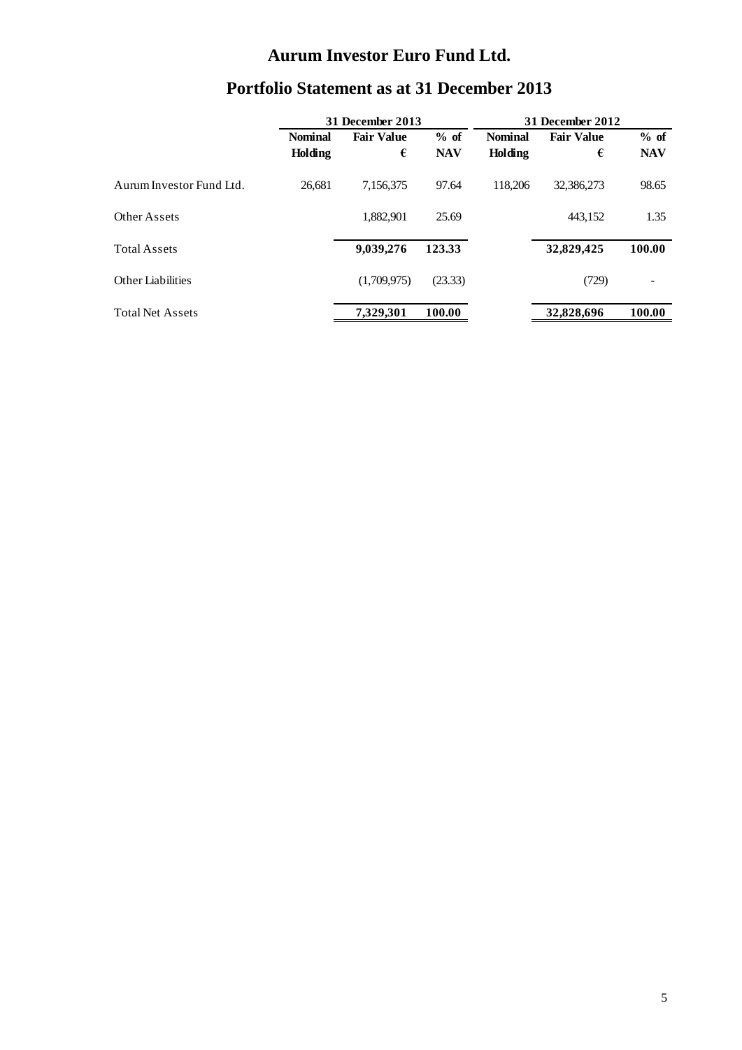# Aurum Investor Euro Fund Ltd.

## Portfolio Statement as at 31 December 2013

| | 31 December 2013 | | | 31 December 2012 | | |
|---|---|---|---|---|---|---|
| | Nominal Holding | Fair Value € | % of NAV | Nominal Holding | Fair Value € | % of NAV |
| Aurum Investor Fund Ltd. | 26,681 | 7,156,375 | 97.64 | 118,206 | 32,386,273 | 98.65 |
| Other Assets | | 1,882,901 | 25.69 | | 443,152 | 1.35 |
| Total Assets | | **9,039,276** | **123.33** | | **32,829,425** | **100.00** |
| Other Liabilities | | (1,709,975) | (23.33) | | (729) | - |
| Total Net Assets | | **7,329,301** | **100.00** | | **32,828,696** | **100.00** |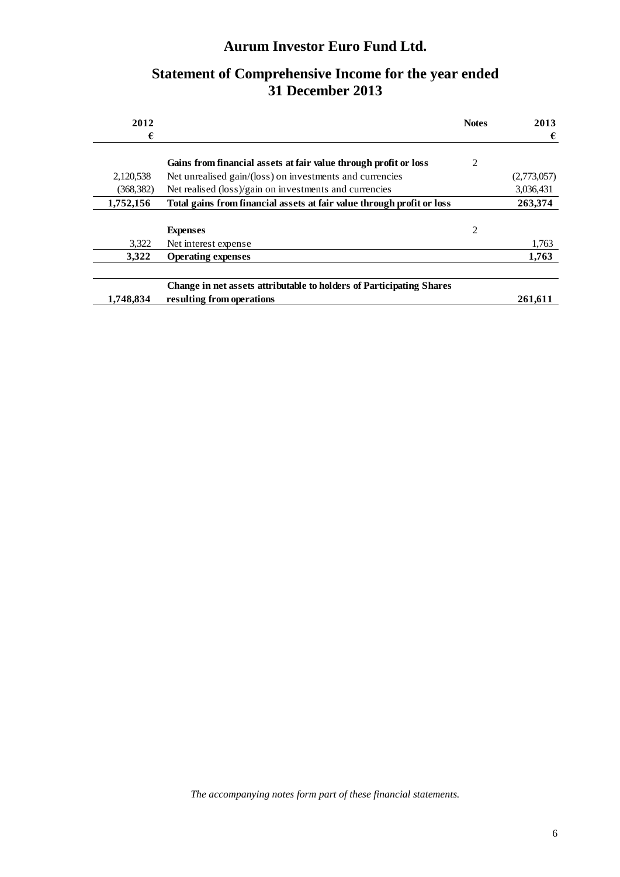# Aurum Investor Euro Fund Ltd.

## Statement of Comprehensive Income for the year ended 31 December 2013

| 2012 € | | Notes | 2013 € |
|---|---|---|---|
| | **Gains from financial assets at fair value through profit or loss** | 2 | |
| 2,120,538 | Net unrealised gain/(loss) on investments and currencies | | (2,773,057) |
| (368,382) | Net realised (loss)/gain on investments and currencies | | 3,036,431 |
| **1,752,156** | **Total gains from financial assets at fair value through profit or loss** | | **263,374** |
| | **Expenses** | 2 | |
| 3,322 | Net interest expense | | 1,763 |
| **3,322** | **Operating expenses** | | **1,763** |
| | **Change in net assets attributable to holders of Participating Shares** | | |
| **1,748,834** | **resulting from operations** | | **261,611** |

*The accompanying notes form part of these financial statements.*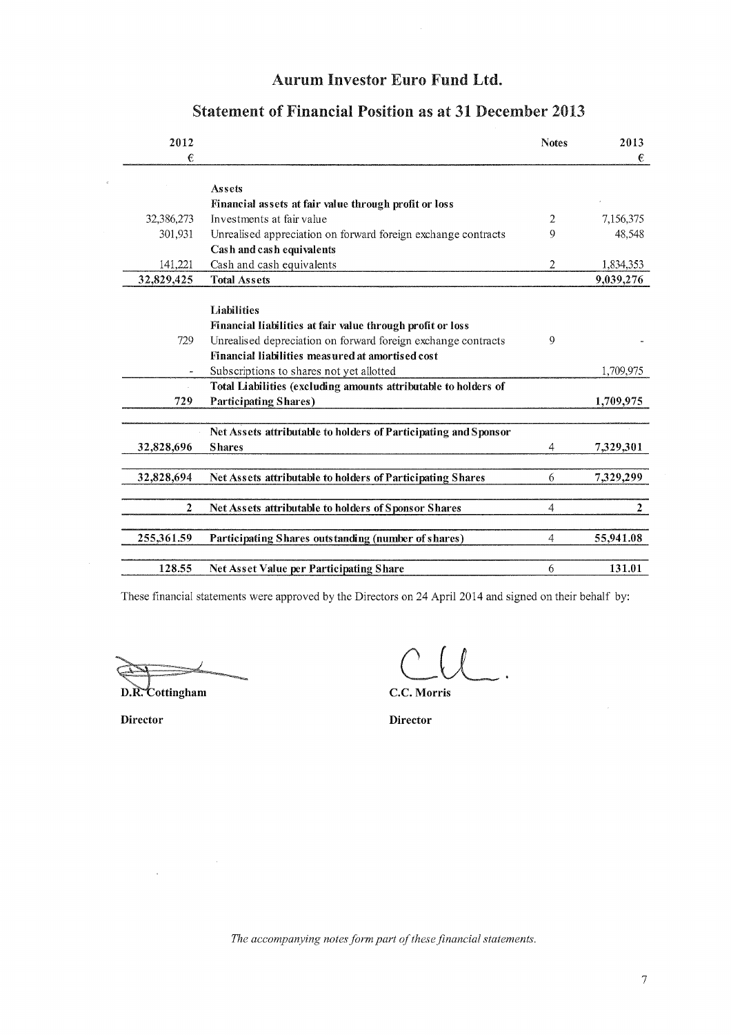# Aurum Investor Euro Fund Ltd.

## Statement of Financial Position as at 31 December 2013

| 2012 € | | Notes | 2013 € |
|---|---|---|---|
| | **Assets** | | |
| | **Financial assets at fair value through profit or loss** | | |
| 32,386,273 | Investments at fair value | 2 | 7,156,375 |
| 301,931 | Unrealised appreciation on forward foreign exchange contracts | 9 | 48,548 |
| | **Cash and cash equivalents** | | |
| 141,221 | Cash and cash equivalents | 2 | 1,834,353 |
| **32,829,425** | **Total Assets** | | **9,039,276** |
| | **Liabilities** | | |
| | **Financial liabilities at fair value through profit or loss** | | |
| 729 | Unrealised depreciation on forward foreign exchange contracts | 9 | - |
| | **Financial liabilities measured at amortised cost** | | |
| - | Subscriptions to shares not yet allotted | | 1,709,975 |
| **729** | **Total Liabilities (excluding amounts attributable to holders of Participating Shares)** | | **1,709,975** |
| **32,828,696** | **Net Assets attributable to holders of Participating and Sponsor Shares** | 4 | **7,329,301** |
| **32,828,694** | **Net Assets attributable to holders of Participating Shares** | 6 | **7,329,299** |
| **2** | **Net Assets attributable to holders of Sponsor Shares** | 4 | **2** |
| **255,361.59** | **Participating Shares outstanding (number of shares)** | 4 | **55,941.08** |
| **128.55** | **Net Asset Value per Participating Share** | 6 | **131.01** |

These financial statements were approved by the Directors on 24 April 2014 and signed on their behalf by:

**D.R. Cottingham**
**Director**

**C.C. Morris**
**Director**

*The accompanying notes form part of these financial statements.*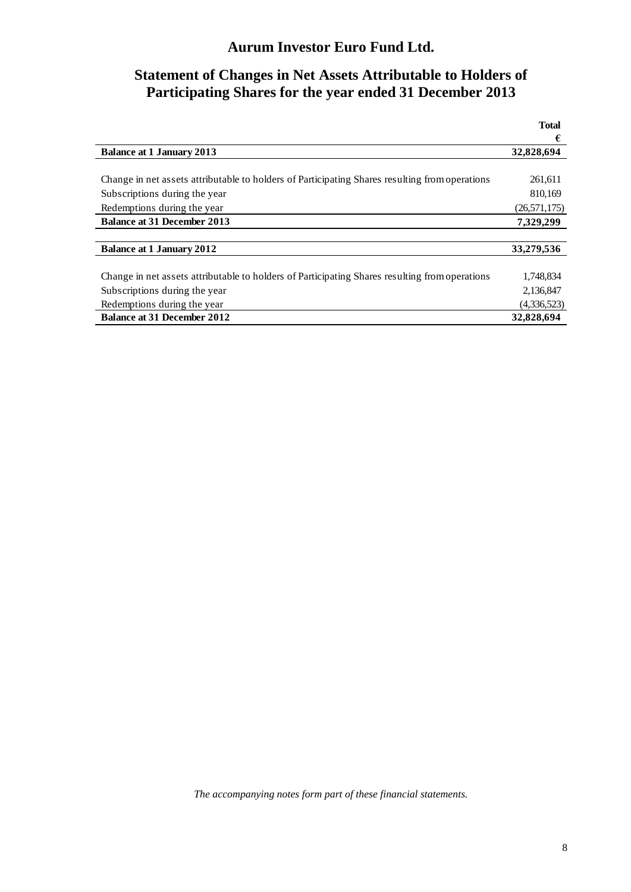# Aurum Investor Euro Fund Ltd.

## Statement of Changes in Net Assets Attributable to Holders of Participating Shares for the year ended 31 December 2013

| | Total |
|---|---|
| | € |
| **Balance at 1 January 2013** | **32,828,694** |
| | |
| Change in net assets attributable to holders of Participating Shares resulting from operations | 261,611 |
| Subscriptions during the year | 810,169 |
| Redemptions during the year | (26,571,175) |
| **Balance at 31 December 2013** | **7,329,299** |
| | |
| **Balance at 1 January 2012** | **33,279,536** |
| | |
| Change in net assets attributable to holders of Participating Shares resulting from operations | 1,748,834 |
| Subscriptions during the year | 2,136,847 |
| Redemptions during the year | (4,336,523) |
| **Balance at 31 December 2012** | **32,828,694** |

*The accompanying notes form part of these financial statements.*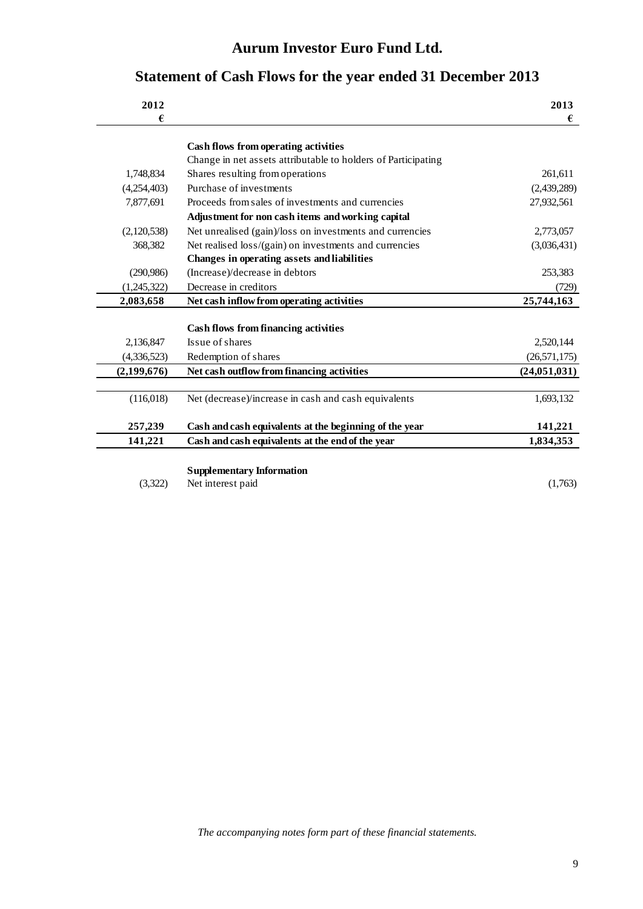# Aurum Investor Euro Fund Ltd.

## Statement of Cash Flows for the year ended 31 December 2013

| 2012<br>€ | | 2013<br>€ |
|---|---|---|
| | **Cash flows from operating activities** | |
| | Change in net assets attributable to holders of Participating | |
| 1,748,834 | Shares resulting from operations | 261,611 |
| (4,254,403) | Purchase of investments | (2,439,289) |
| 7,877,691 | Proceeds from sales of investments and currencies | 27,932,561 |
| | **Adjustment for non cash items and working capital** | |
| (2,120,538) | Net unrealised (gain)/loss on investments and currencies | 2,773,057 |
| 368,382 | Net realised loss/(gain) on investments and currencies | (3,036,431) |
| | **Changes in operating assets and liabilities** | |
| (290,986) | (Increase)/decrease in debtors | 253,383 |
| (1,245,322) | Decrease in creditors | (729) |
| **2,083,658** | **Net cash inflow from operating activities** | **25,744,163** |
| | **Cash flows from financing activities** | |
| 2,136,847 | Issue of shares | 2,520,144 |
| (4,336,523) | Redemption of shares | (26,571,175) |
| **(2,199,676)** | **Net cash outflow from financing activities** | **(24,051,031)** |
| (116,018) | Net (decrease)/increase in cash and cash equivalents | 1,693,132 |
| **257,239** | **Cash and cash equivalents at the beginning of the year** | **141,221** |
| **141,221** | **Cash and cash equivalents at the end of the year** | **1,834,353** |
| | **Supplementary Information** | |
| (3,322) | Net interest paid | (1,763) |

*The accompanying notes form part of these financial statements.*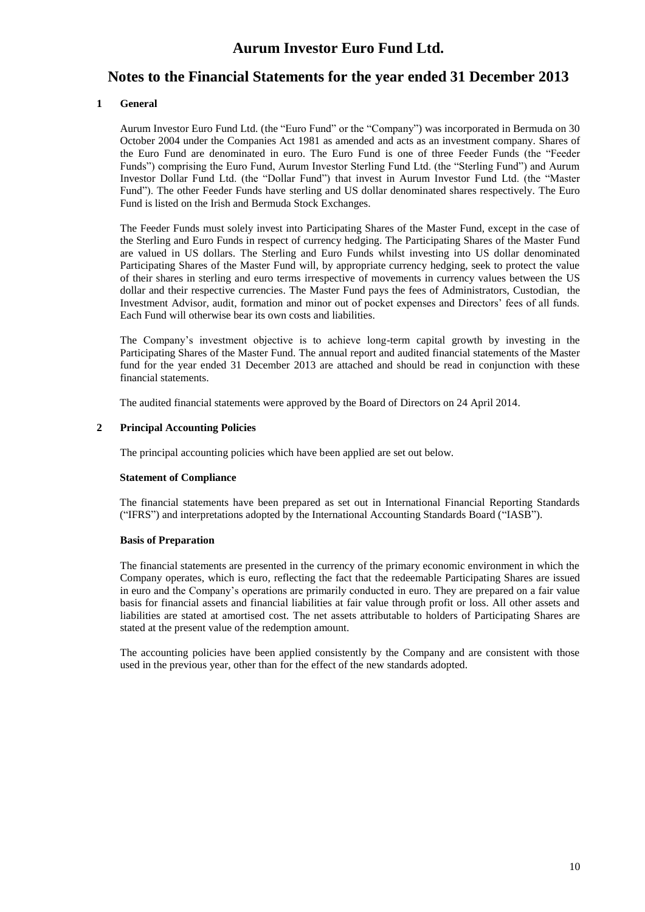# Aurum Investor Euro Fund Ltd.

## Notes to the Financial Statements for the year ended 31 December 2013

### 1 General

Aurum Investor Euro Fund Ltd. (the "Euro Fund" or the "Company") was incorporated in Bermuda on 30 October 2004 under the Companies Act 1981 as amended and acts as an investment company. Shares of the Euro Fund are denominated in euro. The Euro Fund is one of three Feeder Funds (the "Feeder Funds") comprising the Euro Fund, Aurum Investor Sterling Fund Ltd. (the "Sterling Fund") and Aurum Investor Dollar Fund Ltd. (the "Dollar Fund") that invest in Aurum Investor Fund Ltd. (the "Master Fund"). The other Feeder Funds have sterling and US dollar denominated shares respectively. The Euro Fund is listed on the Irish and Bermuda Stock Exchanges.

The Feeder Funds must solely invest into Participating Shares of the Master Fund, except in the case of the Sterling and Euro Funds in respect of currency hedging. The Participating Shares of the Master Fund are valued in US dollars. The Sterling and Euro Funds whilst investing into US dollar denominated Participating Shares of the Master Fund will, by appropriate currency hedging, seek to protect the value of their shares in sterling and euro terms irrespective of movements in currency values between the US dollar and their respective currencies. The Master Fund pays the fees of Administrators, Custodian, the Investment Advisor, audit, formation and minor out of pocket expenses and Directors' fees of all funds. Each Fund will otherwise bear its own costs and liabilities.

The Company's investment objective is to achieve long-term capital growth by investing in the Participating Shares of the Master Fund. The annual report and audited financial statements of the Master fund for the year ended 31 December 2013 are attached and should be read in conjunction with these financial statements.

The audited financial statements were approved by the Board of Directors on 24 April 2014.

### 2 Principal Accounting Policies

The principal accounting policies which have been applied are set out below.

**Statement of Compliance**

The financial statements have been prepared as set out in International Financial Reporting Standards ("IFRS") and interpretations adopted by the International Accounting Standards Board ("IASB").

**Basis of Preparation**

The financial statements are presented in the currency of the primary economic environment in which the Company operates, which is euro, reflecting the fact that the redeemable Participating Shares are issued in euro and the Company's operations are primarily conducted in euro. They are prepared on a fair value basis for financial assets and financial liabilities at fair value through profit or loss. All other assets and liabilities are stated at amortised cost. The net assets attributable to holders of Participating Shares are stated at the present value of the redemption amount.

The accounting policies have been applied consistently by the Company and are consistent with those used in the previous year, other than for the effect of the new standards adopted.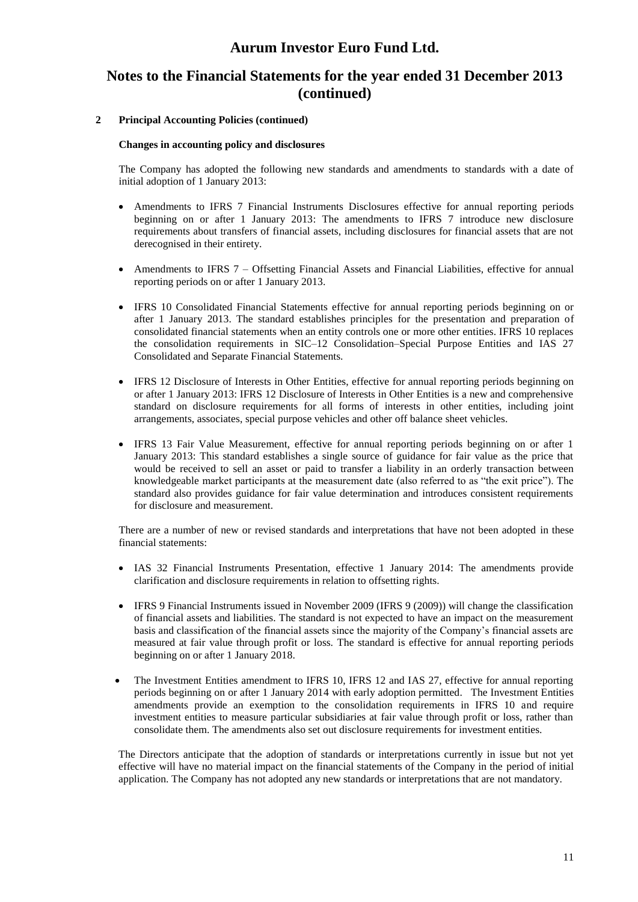# Aurum Investor Euro Fund Ltd.

## Notes to the Financial Statements for the year ended 31 December 2013 (continued)

**2 Principal Accounting Policies (continued)**

**Changes in accounting policy and disclosures**

The Company has adopted the following new standards and amendments to standards with a date of initial adoption of 1 January 2013:

- Amendments to IFRS 7 Financial Instruments Disclosures effective for annual reporting periods beginning on or after 1 January 2013: The amendments to IFRS 7 introduce new disclosure requirements about transfers of financial assets, including disclosures for financial assets that are not derecognised in their entirety.

- Amendments to IFRS 7 – Offsetting Financial Assets and Financial Liabilities, effective for annual reporting periods on or after 1 January 2013.

- IFRS 10 Consolidated Financial Statements effective for annual reporting periods beginning on or after 1 January 2013. The standard establishes principles for the presentation and preparation of consolidated financial statements when an entity controls one or more other entities. IFRS 10 replaces the consolidation requirements in SIC–12 Consolidation–Special Purpose Entities and IAS 27 Consolidated and Separate Financial Statements.

- IFRS 12 Disclosure of Interests in Other Entities, effective for annual reporting periods beginning on or after 1 January 2013: IFRS 12 Disclosure of Interests in Other Entities is a new and comprehensive standard on disclosure requirements for all forms of interests in other entities, including joint arrangements, associates, special purpose vehicles and other off balance sheet vehicles.

- IFRS 13 Fair Value Measurement, effective for annual reporting periods beginning on or after 1 January 2013: This standard establishes a single source of guidance for fair value as the price that would be received to sell an asset or paid to transfer a liability in an orderly transaction between knowledgeable market participants at the measurement date (also referred to as "the exit price"). The standard also provides guidance for fair value determination and introduces consistent requirements for disclosure and measurement.

There are a number of new or revised standards and interpretations that have not been adopted in these financial statements:

- IAS 32 Financial Instruments Presentation, effective 1 January 2014: The amendments provide clarification and disclosure requirements in relation to offsetting rights.

- IFRS 9 Financial Instruments issued in November 2009 (IFRS 9 (2009)) will change the classification of financial assets and liabilities. The standard is not expected to have an impact on the measurement basis and classification of the financial assets since the majority of the Company's financial assets are measured at fair value through profit or loss. The standard is effective for annual reporting periods beginning on or after 1 January 2018.

- The Investment Entities amendment to IFRS 10, IFRS 12 and IAS 27, effective for annual reporting periods beginning on or after 1 January 2014 with early adoption permitted. The Investment Entities amendments provide an exemption to the consolidation requirements in IFRS 10 and require investment entities to measure particular subsidiaries at fair value through profit or loss, rather than consolidate them. The amendments also set out disclosure requirements for investment entities.

The Directors anticipate that the adoption of standards or interpretations currently in issue but not yet effective will have no material impact on the financial statements of the Company in the period of initial application. The Company has not adopted any new standards or interpretations that are not mandatory.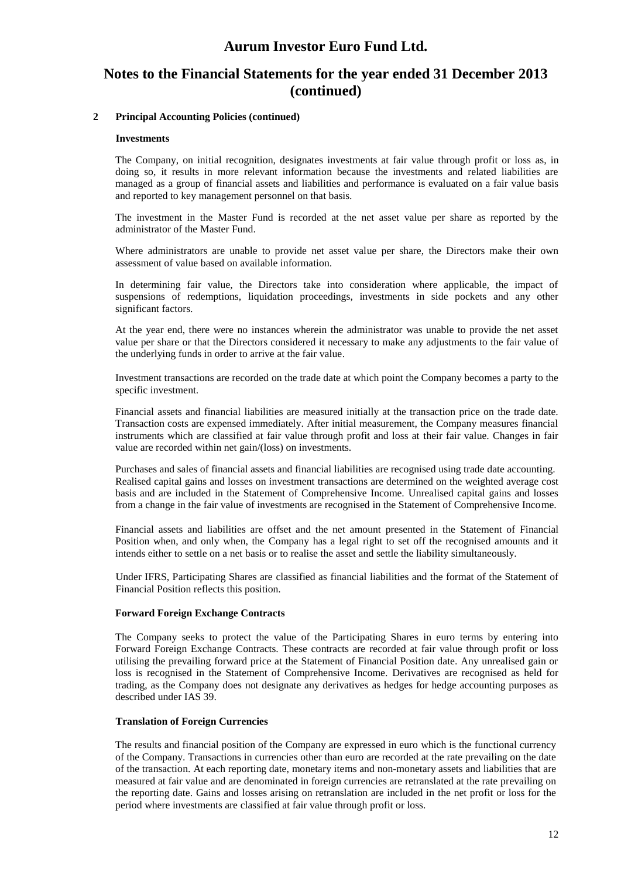# Aurum Investor Euro Fund Ltd.

## Notes to the Financial Statements for the year ended 31 December 2013 (continued)

### 2 Principal Accounting Policies (continued)

#### Investments

The Company, on initial recognition, designates investments at fair value through profit or loss as, in doing so, it results in more relevant information because the investments and related liabilities are managed as a group of financial assets and liabilities and performance is evaluated on a fair value basis and reported to key management personnel on that basis.

The investment in the Master Fund is recorded at the net asset value per share as reported by the administrator of the Master Fund.

Where administrators are unable to provide net asset value per share, the Directors make their own assessment of value based on available information.

In determining fair value, the Directors take into consideration where applicable, the impact of suspensions of redemptions, liquidation proceedings, investments in side pockets and any other significant factors.

At the year end, there were no instances wherein the administrator was unable to provide the net asset value per share or that the Directors considered it necessary to make any adjustments to the fair value of the underlying funds in order to arrive at the fair value.

Investment transactions are recorded on the trade date at which point the Company becomes a party to the specific investment.

Financial assets and financial liabilities are measured initially at the transaction price on the trade date. Transaction costs are expensed immediately. After initial measurement, the Company measures financial instruments which are classified at fair value through profit and loss at their fair value. Changes in fair value are recorded within net gain/(loss) on investments.

Purchases and sales of financial assets and financial liabilities are recognised using trade date accounting. Realised capital gains and losses on investment transactions are determined on the weighted average cost basis and are included in the Statement of Comprehensive Income. Unrealised capital gains and losses from a change in the fair value of investments are recognised in the Statement of Comprehensive Income.

Financial assets and liabilities are offset and the net amount presented in the Statement of Financial Position when, and only when, the Company has a legal right to set off the recognised amounts and it intends either to settle on a net basis or to realise the asset and settle the liability simultaneously.

Under IFRS, Participating Shares are classified as financial liabilities and the format of the Statement of Financial Position reflects this position.

#### Forward Foreign Exchange Contracts

The Company seeks to protect the value of the Participating Shares in euro terms by entering into Forward Foreign Exchange Contracts. These contracts are recorded at fair value through profit or loss utilising the prevailing forward price at the Statement of Financial Position date. Any unrealised gain or loss is recognised in the Statement of Comprehensive Income. Derivatives are recognised as held for trading, as the Company does not designate any derivatives as hedges for hedge accounting purposes as described under IAS 39.

#### Translation of Foreign Currencies

The results and financial position of the Company are expressed in euro which is the functional currency of the Company. Transactions in currencies other than euro are recorded at the rate prevailing on the date of the transaction. At each reporting date, monetary items and non-monetary assets and liabilities that are measured at fair value and are denominated in foreign currencies are retranslated at the rate prevailing on the reporting date. Gains and losses arising on retranslation are included in the net profit or loss for the period where investments are classified at fair value through profit or loss.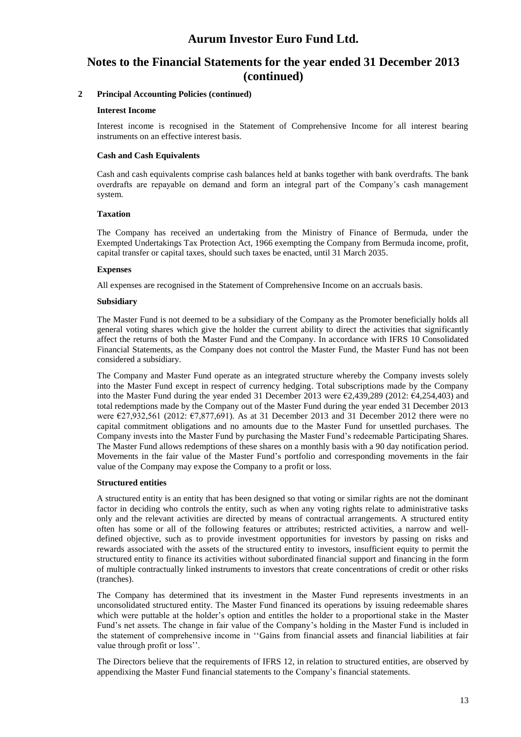## 2 Principal Accounting Policies (continued)

### Interest Income

Interest income is recognised in the Statement of Comprehensive Income for all interest bearing instruments on an effective interest basis.

### Cash and Cash Equivalents

Cash and cash equivalents comprise cash balances held at banks together with bank overdrafts. The bank overdrafts are repayable on demand and form an integral part of the Company's cash management system.

### Taxation

The Company has received an undertaking from the Ministry of Finance of Bermuda, under the Exempted Undertakings Tax Protection Act, 1966 exempting the Company from Bermuda income, profit, capital transfer or capital taxes, should such taxes be enacted, until 31 March 2035.

### Expenses

All expenses are recognised in the Statement of Comprehensive Income on an accruals basis.

### Subsidiary

The Master Fund is not deemed to be a subsidiary of the Company as the Promoter beneficially holds all general voting shares which give the holder the current ability to direct the activities that significantly affect the returns of both the Master Fund and the Company. In accordance with IFRS 10 Consolidated Financial Statements, as the Company does not control the Master Fund, the Master Fund has not been considered a subsidiary.

The Company and Master Fund operate as an integrated structure whereby the Company invests solely into the Master Fund except in respect of currency hedging. Total subscriptions made by the Company into the Master Fund during the year ended 31 December 2013 were €2,439,289 (2012: €4,254,403) and total redemptions made by the Company out of the Master Fund during the year ended 31 December 2013 were €27,932,561 (2012: €7,877,691). As at 31 December 2013 and 31 December 2012 there were no capital commitment obligations and no amounts due to the Master Fund for unsettled purchases. The Company invests into the Master Fund by purchasing the Master Fund's redeemable Participating Shares. The Master Fund allows redemptions of these shares on a monthly basis with a 90 day notification period. Movements in the fair value of the Master Fund's portfolio and corresponding movements in the fair value of the Company may expose the Company to a profit or loss.

### Structured entities

A structured entity is an entity that has been designed so that voting or similar rights are not the dominant factor in deciding who controls the entity, such as when any voting rights relate to administrative tasks only and the relevant activities are directed by means of contractual arrangements. A structured entity often has some or all of the following features or attributes; restricted activities, a narrow and well-defined objective, such as to provide investment opportunities for investors by passing on risks and rewards associated with the assets of the structured entity to investors, insufficient equity to permit the structured entity to finance its activities without subordinated financial support and financing in the form of multiple contractually linked instruments to investors that create concentrations of credit or other risks (tranches).

The Company has determined that its investment in the Master Fund represents investments in an unconsolidated structured entity. The Master Fund financed its operations by issuing redeemable shares which were puttable at the holder's option and entitles the holder to a proportional stake in the Master Fund's net assets. The change in fair value of the Company's holding in the Master Fund is included in the statement of comprehensive income in ''Gains from financial assets and financial liabilities at fair value through profit or loss''.

The Directors believe that the requirements of IFRS 12, in relation to structured entities, are observed by appendixing the Master Fund financial statements to the Company's financial statements.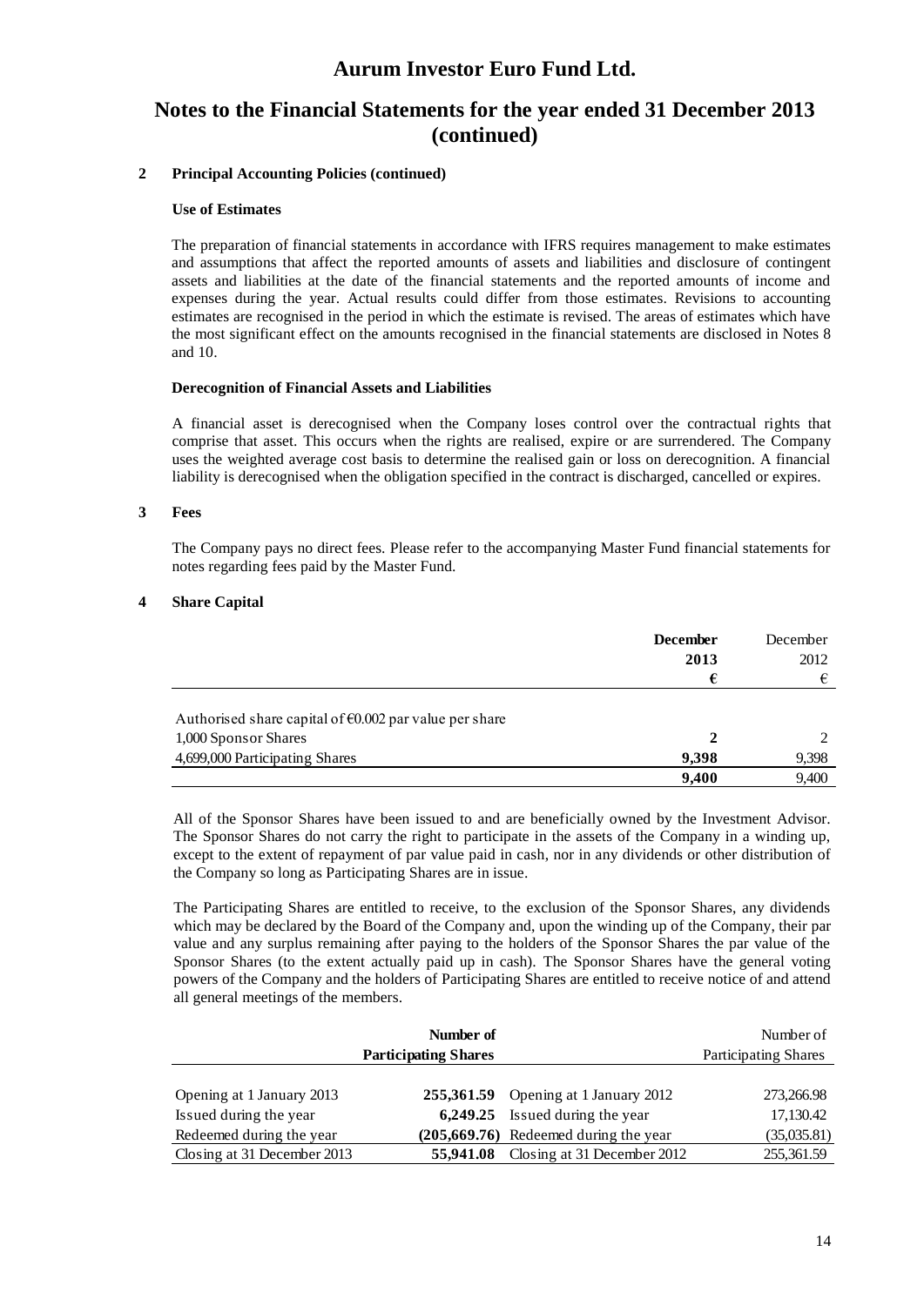# Aurum Investor Euro Fund Ltd.

## Notes to the Financial Statements for the year ended 31 December 2013 (continued)

### 2 Principal Accounting Policies (continued)

**Use of Estimates**

The preparation of financial statements in accordance with IFRS requires management to make estimates and assumptions that affect the reported amounts of assets and liabilities and disclosure of contingent assets and liabilities at the date of the financial statements and the reported amounts of income and expenses during the year. Actual results could differ from those estimates. Revisions to accounting estimates are recognised in the period in which the estimate is revised. The areas of estimates which have the most significant effect on the amounts recognised in the financial statements are disclosed in Notes 8 and 10.

**Derecognition of Financial Assets and Liabilities**

A financial asset is derecognised when the Company loses control over the contractual rights that comprise that asset. This occurs when the rights are realised, expire or are surrendered. The Company uses the weighted average cost basis to determine the realised gain or loss on derecognition. A financial liability is derecognised when the obligation specified in the contract is discharged, cancelled or expires.

### 3 Fees

The Company pays no direct fees. Please refer to the accompanying Master Fund financial statements for notes regarding fees paid by the Master Fund.

### 4 Share Capital

| | **December 2013 €** | December 2012 € |
|---|---|---|
| Authorised share capital of €0.002 par value per share | | |
| 1,000 Sponsor Shares | **2** | 2 |
| 4,699,000 Participating Shares | **9,398** | 9,398 |
| | **9,400** | 9,400 |

All of the Sponsor Shares have been issued to and are beneficially owned by the Investment Advisor. The Sponsor Shares do not carry the right to participate in the assets of the Company in a winding up, except to the extent of repayment of par value paid in cash, nor in any dividends or other distribution of the Company so long as Participating Shares are in issue.

The Participating Shares are entitled to receive, to the exclusion of the Sponsor Shares, any dividends which may be declared by the Board of the Company and, upon the winding up of the Company, their par value and any surplus remaining after paying to the holders of the Sponsor Shares the par value of the Sponsor Shares (to the extent actually paid up in cash). The Sponsor Shares have the general voting powers of the Company and the holders of Participating Shares are entitled to receive notice of and attend all general meetings of the members.

| | **Number of Participating Shares** | | Number of Participating Shares |
|---|---|---|---|
| Opening at 1 January 2013 | **255,361.59** | Opening at 1 January 2012 | 273,266.98 |
| Issued during the year | **6,249.25** | Issued during the year | 17,130.42 |
| Redeemed during the year | **(205,669.76)** | Redeemed during the year | (35,035.81) |
| Closing at 31 December 2013 | **55,941.08** | Closing at 31 December 2012 | 255,361.59 |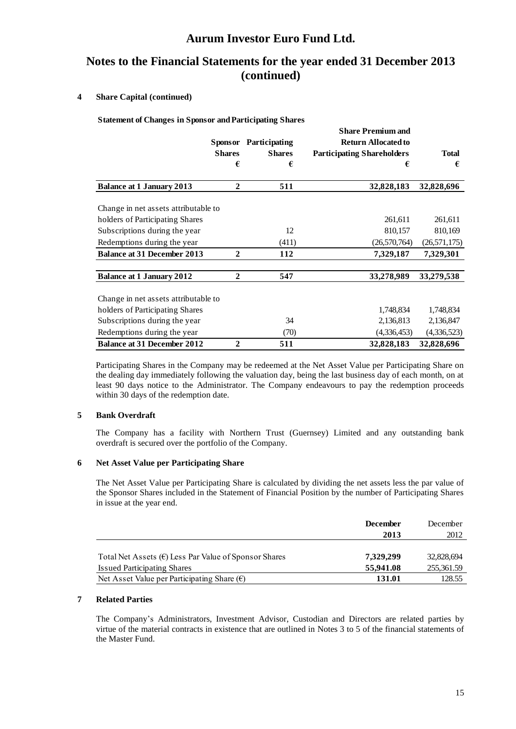# Aurum Investor Euro Fund Ltd.

## Notes to the Financial Statements for the year ended 31 December 2013 (continued)

### 4 Share Capital (continued)

**Statement of Changes in Sponsor and Participating Shares**

| | Sponsor Shares € | Participating Shares € | Share Premium and Return Allocated to Participating Shareholders € | Total € |
|---|---|---|---|---|
| **Balance at 1 January 2013** | **2** | **511** | **32,828,183** | **32,828,696** |
| Change in net assets attributable to holders of Participating Shares | | | 261,611 | 261,611 |
| Subscriptions during the year | | 12 | 810,157 | 810,169 |
| Redemptions during the year | | (411) | (26,570,764) | (26,571,175) |
| **Balance at 31 December 2013** | **2** | **112** | **7,329,187** | **7,329,301** |
| **Balance at 1 January 2012** | **2** | **547** | **33,278,989** | **33,279,538** |
| Change in net assets attributable to holders of Participating Shares | | | 1,748,834 | 1,748,834 |
| Subscriptions during the year | | 34 | 2,136,813 | 2,136,847 |
| Redemptions during the year | | (70) | (4,336,453) | (4,336,523) |
| **Balance at 31 December 2012** | **2** | **511** | **32,828,183** | **32,828,696** |

Participating Shares in the Company may be redeemed at the Net Asset Value per Participating Share on the dealing day immediately following the valuation day, being the last business day of each month, on at least 90 days notice to the Administrator. The Company endeavours to pay the redemption proceeds within 30 days of the redemption date.

### 5 Bank Overdraft

The Company has a facility with Northern Trust (Guernsey) Limited and any outstanding bank overdraft is secured over the portfolio of the Company.

### 6 Net Asset Value per Participating Share

The Net Asset Value per Participating Share is calculated by dividing the net assets less the par value of the Sponsor Shares included in the Statement of Financial Position by the number of Participating Shares in issue at the year end.

| | **December 2013** | December 2012 |
|---|---|---|
| Total Net Assets (€) Less Par Value of Sponsor Shares | **7,329,299** | 32,828,694 |
| Issued Participating Shares | **55,941.08** | 255,361.59 |
| Net Asset Value per Participating Share (€) | **131.01** | 128.55 |

### 7 Related Parties

The Company's Administrators, Investment Advisor, Custodian and Directors are related parties by virtue of the material contracts in existence that are outlined in Notes 3 to 5 of the financial statements of the Master Fund.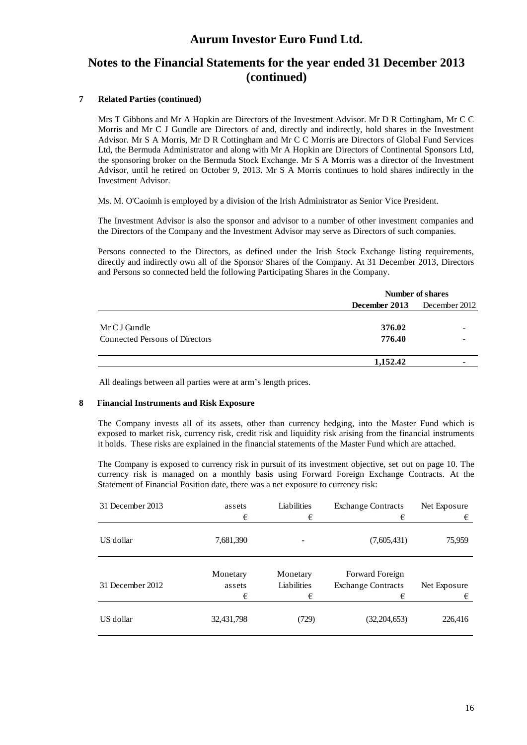# Aurum Investor Euro Fund Ltd.

## Notes to the Financial Statements for the year ended 31 December 2013 (continued)

**7 Related Parties (continued)**

Mrs T Gibbons and Mr A Hopkin are Directors of the Investment Advisor. Mr D R Cottingham, Mr C C Morris and Mr C J Gundle are Directors of and, directly and indirectly, hold shares in the Investment Advisor. Mr S A Morris, Mr D R Cottingham and Mr C C Morris are Directors of Global Fund Services Ltd, the Bermuda Administrator and along with Mr A Hopkin are Directors of Continental Sponsors Ltd, the sponsoring broker on the Bermuda Stock Exchange. Mr S A Morris was a director of the Investment Advisor, until he retired on October 9, 2013. Mr S A Morris continues to hold shares indirectly in the Investment Advisor.

Ms. M. O'Caoimh is employed by a division of the Irish Administrator as Senior Vice President.

The Investment Advisor is also the sponsor and advisor to a number of other investment companies and the Directors of the Company and the Investment Advisor may serve as Directors of such companies.

Persons connected to the Directors, as defined under the Irish Stock Exchange listing requirements, directly and indirectly own all of the Sponsor Shares of the Company. At 31 December 2013, Directors and Persons so connected held the following Participating Shares in the Company.

| | **Number of shares** | |
|---|---|---|
| | **December 2013** | December 2012 |
| Mr C J Gundle | **376.02** | - |
| Connected Persons of Directors | **776.40** | - |
| | **1,152.42** | - |

All dealings between all parties were at arm's length prices.

**8 Financial Instruments and Risk Exposure**

The Company invests all of its assets, other than currency hedging, into the Master Fund which is exposed to market risk, currency risk, credit risk and liquidity risk arising from the financial instruments it holds. These risks are explained in the financial statements of the Master Fund which are attached.

The Company is exposed to currency risk in pursuit of its investment objective, set out on page 10. The currency risk is managed on a monthly basis using Forward Foreign Exchange Contracts. At the Statement of Financial Position date, there was a net exposure to currency risk:

| 31 December 2013 | assets € | Liabilities € | Exchange Contracts € | Net Exposure € |
|---|---|---|---|---|
| US dollar | 7,681,390 | - | (7,605,431) | 75,959 |

| 31 December 2012 | Monetary assets € | Monetary Liabilities € | Forward Foreign Exchange Contracts € | Net Exposure € |
|---|---|---|---|---|
| US dollar | 32,431,798 | (729) | (32,204,653) | 226,416 |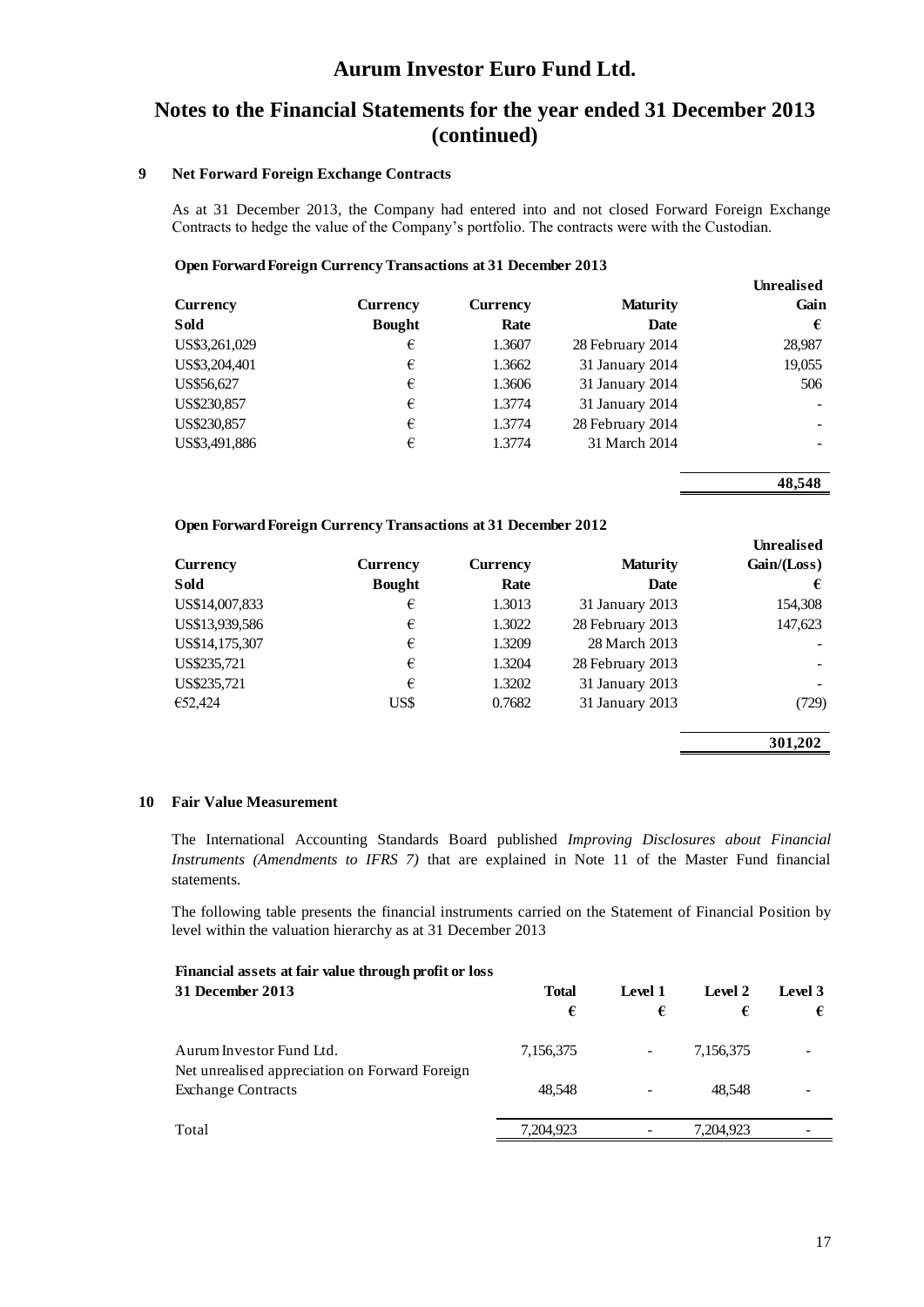# Aurum Investor Euro Fund Ltd.

## Notes to the Financial Statements for the year ended 31 December 2013 (continued)

### 9 Net Forward Foreign Exchange Contracts

As at 31 December 2013, the Company had entered into and not closed Forward Foreign Exchange Contracts to hedge the value of the Company's portfolio. The contracts were with the Custodian.

**Open Forward Foreign Currency Transactions at 31 December 2013**

| Currency Sold | Currency Bought | Currency Rate | Maturity Date | Unrealised Gain € |
|---|---|---|---|---|
| US$3,261,029 | € | 1.3607 | 28 February 2014 | 28,987 |
| US$3,204,401 | € | 1.3662 | 31 January 2014 | 19,055 |
| US$56,627 | € | 1.3606 | 31 January 2014 | 506 |
| US$230,857 | € | 1.3774 | 31 January 2014 | - |
| US$230,857 | € | 1.3774 | 28 February 2014 | - |
| US$3,491,886 | € | 1.3774 | 31 March 2014 | - |
| | | | | **48,548** |

**Open Forward Foreign Currency Transactions at 31 December 2012**

| Currency Sold | Currency Bought | Currency Rate | Maturity Date | Unrealised Gain/(Loss) € |
|---|---|---|---|---|
| US$14,007,833 | € | 1.3013 | 31 January 2013 | 154,308 |
| US$13,939,586 | € | 1.3022 | 28 February 2013 | 147,623 |
| US$14,175,307 | € | 1.3209 | 28 March 2013 | - |
| US$235,721 | € | 1.3204 | 28 February 2013 | - |
| US$235,721 | € | 1.3202 | 31 January 2013 | - |
| €52,424 | US$ | 0.7682 | 31 January 2013 | (729) |
| | | | | **301,202** |

### 10 Fair Value Measurement

The International Accounting Standards Board published *Improving Disclosures about Financial Instruments (Amendments to IFRS 7)* that are explained in Note 11 of the Master Fund financial statements.

The following table presents the financial instruments carried on the Statement of Financial Position by level within the valuation hierarchy as at 31 December 2013

**Financial assets at fair value through profit or loss**

| 31 December 2013 | Total € | Level 1 € | Level 2 € | Level 3 € |
|---|---|---|---|---|
| Aurum Investor Fund Ltd. | 7,156,375 | - | 7,156,375 | - |
| Net unrealised appreciation on Forward Foreign Exchange Contracts | 48,548 | - | 48,548 | - |
| Total | 7,204,923 | - | 7,204,923 | - |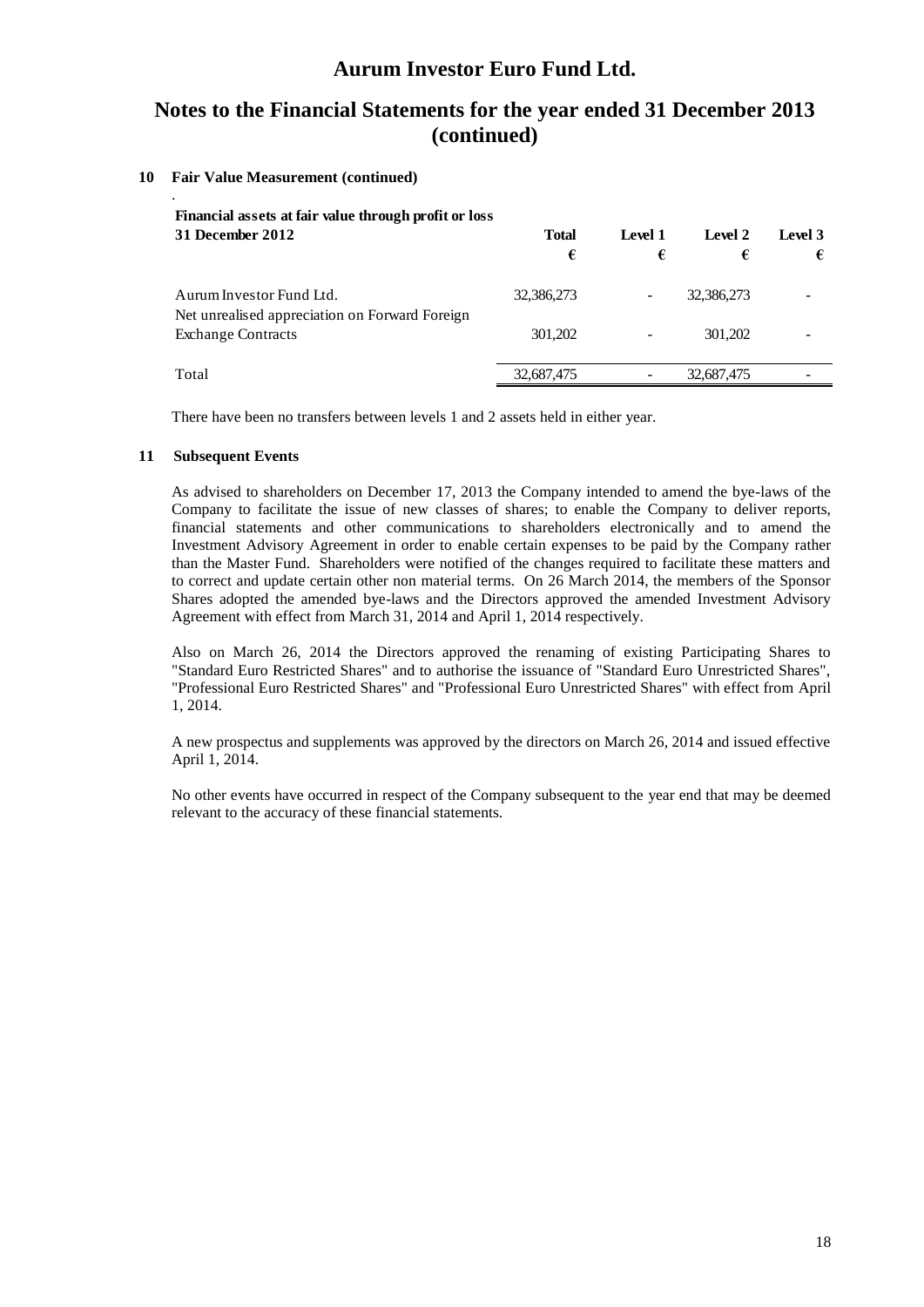# Aurum Investor Euro Fund Ltd.

## Notes to the Financial Statements for the year ended 31 December 2013 (continued)

### 10 Fair Value Measurement (continued)

.

| Financial assets at fair value through profit or loss 31 December 2012 | Total € | Level 1 € | Level 2 € | Level 3 € |
|---|---|---|---|---|
| Aurum Investor Fund Ltd. | 32,386,273 | - | 32,386,273 | - |
| Net unrealised appreciation on Forward Foreign Exchange Contracts | 301,202 | - | 301,202 | - |
| Total | 32,687,475 | - | 32,687,475 | - |

There have been no transfers between levels 1 and 2 assets held in either year.

### 11 Subsequent Events

As advised to shareholders on December 17, 2013 the Company intended to amend the bye-laws of the Company to facilitate the issue of new classes of shares; to enable the Company to deliver reports, financial statements and other communications to shareholders electronically and to amend the Investment Advisory Agreement in order to enable certain expenses to be paid by the Company rather than the Master Fund. Shareholders were notified of the changes required to facilitate these matters and to correct and update certain other non material terms. On 26 March 2014, the members of the Sponsor Shares adopted the amended bye-laws and the Directors approved the amended Investment Advisory Agreement with effect from March 31, 2014 and April 1, 2014 respectively.

Also on March 26, 2014 the Directors approved the renaming of existing Participating Shares to "Standard Euro Restricted Shares" and to authorise the issuance of "Standard Euro Unrestricted Shares", "Professional Euro Restricted Shares" and "Professional Euro Unrestricted Shares" with effect from April 1, 2014.

A new prospectus and supplements was approved by the directors on March 26, 2014 and issued effective April 1, 2014.

No other events have occurred in respect of the Company subsequent to the year end that may be deemed relevant to the accuracy of these financial statements.